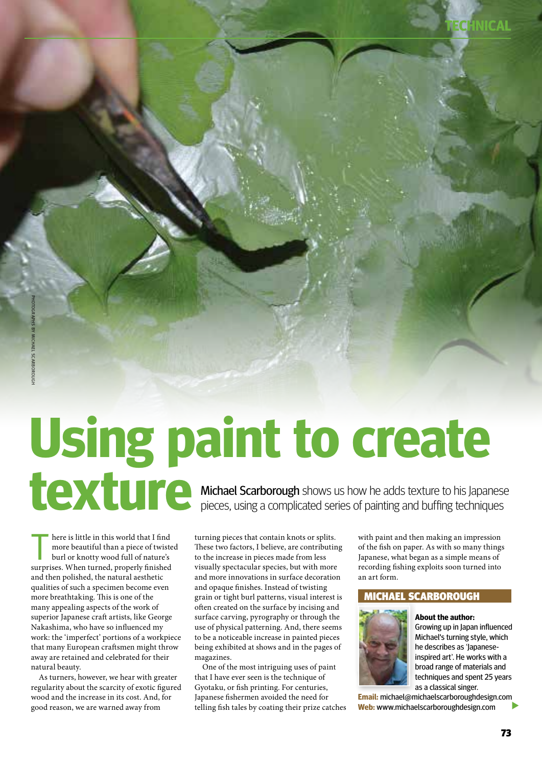# Using paint to create texture

**Michael Scarborough** shows us how he adds texture to his Japanese pieces, using a complicated series of painting and buffing techniques

PHOTOGRAPHS BY MICHAEL SCARBOROUGH

There is little in this world that I find more beautiful than a piece of twisted burl or knotty wood full of nature's surprises. When turned, properly finished and then polished, the natural aesthetic qualities of such a specimen become even more breathtaking. This is one of the many appealing aspects of the work of superior Japanese craft artists, like George Nakashima, who have so influenced my work: the 'imperfect' portions of a workpiece that many European craftsmen might throw away are retained and celebrated for their natural beauty.

As turners, however, we hear with greater regularity about the scarcity of exotic figured wood and the increase in its cost. And, for good reason, we are warned away from turning pieces that contain knots or splits. These two factors, I believe, are contributing to the increase in pieces made from less visually spectacular species, but with more and more innovations in surface decoration and opaque finishes. Instead of twisting grain or tight burl patterns, visual interest is often created on the surface by incising and surface carving, pyrography or through the use of physical patterning. And, there seems to be a noticeable increase in painted pieces being exhibited at shows and in the pages of magazines.

One of the most intriguing uses of paint that I have ever seen is the technique of Gyotaku, or fish printing. For centuries, Japanese fishermen avoided the need for telling fish tales by coating their prize catches with paint and then making an impression of the fish on paper. As with so many things Japanese, what began as a simple means of recording fishing exploits soon turned into an art form.

## MICHAEL SCARBOROUGH

**About the author:**
Growing up in Japan influenced Michael's turning style, which he describes as 'Japanese-inspired art'. He works with a broad range of materials and techniques and spent 25 years as a classical singer.

**Email:** michael@michaelscarboroughdesign.com
**Web:** www.michaelscarboroughdesign.com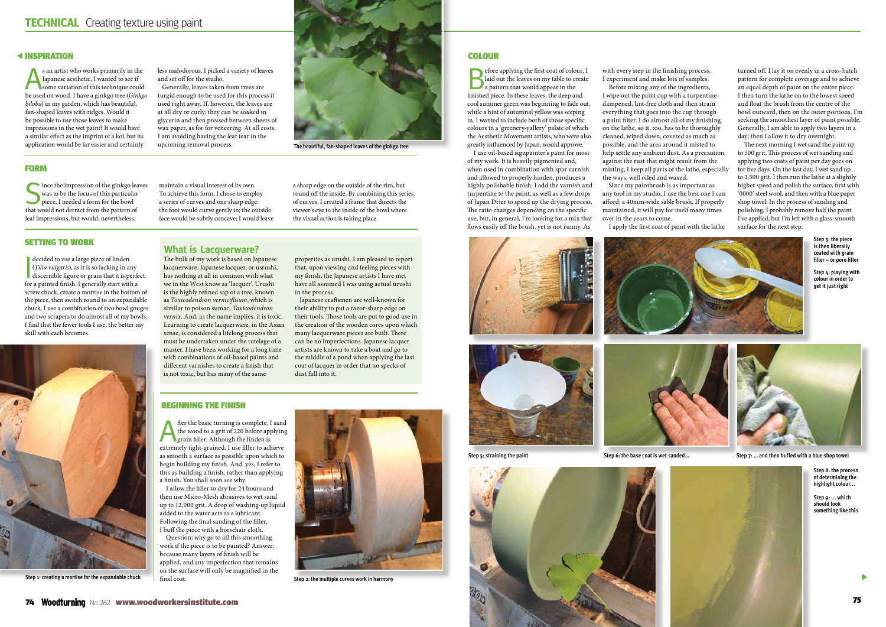## TECHNICAL Creating texture using paint

### INSPIRATION

As an artist who works primarily in the Japanese aesthetic, I wanted to see if some variation of this technique could be used on wood. I have a ginkgo tree (*Ginkgo biloba*) in my garden, which has beautiful, fan-shaped leaves with ridges. Would it be possible to use those leaves to make impressions in the wet paint? It would have a similar effect as the imprint of a koi, but its application would be far easier and certainly less malodorous. I picked a variety of leaves and set off for the studio.

Generally, leaves taken from trees are turgid enough to be used for this process if used right away. If, however, the leaves are at all dry or curly, they can be soaked in glycerin and then pressed between sheets of wax paper, as for for veneering. At all costs, I am avoiding having the leaf tear in the upcoming removal process.

The beautiful, fan-shaped leaves of the ginkgo tree

### FORM

Since the impression of the ginkgo leaves was to be the focus of this particular piece, I needed a form for the bowl that would not detract from the pattern of leaf impressions, but would, nevertheless, maintain a visual interest of its own. To achieve this form, I chose to employ a series of curves and one sharp edge: the foot would curve gently in; the outside face would be subtly concave; I would leave a sharp edge on the outside of the rim, but round off the inside. By combining this series of curves, I created a frame that directs the viewer's eye to the inside of the bowl where the visual action is taking place.

### SETTING TO WORK

I decided to use a large piece of linden (*Tilia vulgaris*), as it is so lacking in any discernible figure or grain that it is perfect for a painted finish. I generally start with a screw chuck, create a mortise in the bottom of the piece, then switch round to an expandable chuck. I use a combination of two bowl gouges and two scrapers to do almost all of my bowls. I find that the fewer tools I use, the better my skill with each becomes.

Step 1: creating a mortise for the expandable chuck

### What is Lacquerware?

The bulk of my work is based on Japanese lacquerware. Japanese lacquer, or urushi, has nothing at all in common with what we in the West know as 'lacquer'. Urushi is the highly refined sap of a tree, known as *Toxicodendron vernicifluum*, which is similar to poison sumac, *Toxicodendron vernix*. And, as the name implies, it is toxic. Learning to create lacquerware, in the Asian sense, is considered a lifelong process that must be undertaken under the tutelage of a master. I have been working for a long time with combinations of oil-based paints and different varnishes to create a finish that is not toxic, but has many of the same properties as urushi. I am pleased to report that, upon viewing and feeling pieces with my finish, the Japanese artists I have met have all assumed I was using actual urushi in the process.

Japanese craftsmen are well-known for their ability to put a razor-sharp edge on their tools. Those tools are put to good use in the creation of the wooden cores upon which many lacquerware pieces are built. There can be no imperfections. Japanese lacquer artists are known to take a boat and go to the middle of a pond when applying the last coat of lacquer in order that no specks of dust fall into it.

### BEGINNING THE FINISH

After the basic turning is complete, I sand the wood to a grit of 220 before applying grain filler. Although the linden is extremely tight-grained, I use filler to achieve as smooth a surface as possible upon which to begin building my finish. And, yes, I refer to this as building a finish, rather than applying a finish. You shall soon see why.

I allow the filler to dry for 24 hours and then use Micro-Mesh abrasives to wet sand up to 12,000 grit. A drop of washing-up liquid added to the water acts as a lubricant. Following the final sanding of the filler, I buff the piece with a horsehair cloth.

Question: why go to all this smoothing work if the piece is to be painted? Answer: because many layers of finish will be applied, and any imperfection that remains on the surface will only be magnified in the final coat.

Step 2: the multiple curves work in harmony

### COLOUR

Before applying the first coat of colour, I laid out the leaves on my table to create a pattern that would appear in the finished piece. In these leaves, the deep and cool summer green was beginning to fade out, while a hint of autumnal yellow was seeping in. I wanted to include both of those specific colours in a 'greenery-yallery' palate of which the Aesthetic Movement artists, who were also greatly influenced by Japan, would approve.

I use oil-based signpainter's paint for most of my work. It is heavily pigmented and, when used in combination with spar varnish and allowed to properly harden, produces a highly polishable finish. I add the varnish and turpentine to the paint, as well as a few drops of Japan Drier to speed up the drying process. The ratio changes depending on the specific use, but, in general, I'm looking for a mix that flows easily off the brush, yet is not runny. As with every step in the finishing process, I experiment and make lots of samples.

Before mixing any of the ingredients, I wipe out the paint cup with a turpentine-dampened, lint-free cloth and then strain everything that goes into the cup through a paint filter. I do almost all of my finishing on the lathe, so it, too, has to be thoroughly cleaned, wiped down, covered as much as possible, and the area around it misted to help settle any ambient dust. As a precaution against the rust that might result from the misting, I keep all parts of the lathe, especially the ways, well oiled and waxed.

Since my paintbrush is as important as any tool in my studio, I use the best one I can afford: a 40mm-wide sable brush. If properly maintained, it will pay for itself many times over in the years to come.

I apply the first coat of paint with the lathe turned off. I lay it on evenly in a cross-hatch pattern for complete coverage and to achieve an equal depth of paint on the entire piece. I then turn the lathe on to the lowest speed and float the brush from the centre of the bowl outward, then on the outer portions. I'm seeking the smoothest layer of paint possible. Generally, I am able to apply two layers in a day; then I allow it to dry overnight.

The next morning I wet sand the paint up to 500 grit. This process of wet sanding and applying two coats of paint per day goes on for five days. On the last day, I wet sand up to 1,500 grit. I then run the lathe at a slightly higher speed and polish the surface, first with '0000' steel wool, and then with a blue paper shop towel. In the process of sanding and polishing, I probably remove half the paint I've applied, but I'm left with a glass-smooth surface for the next step.

Step 3: the piece is then liberally coated with grain filler – or pore filler

Step 4: playing with colour in order to get it just right

Step 5: straining the paint

Step 6: the base coat is wet sanded...

Step 7: ... and then buffed with a blue shop towel

Step 8: the process of determining the highlight colour...

Step 9: ... which should look something like this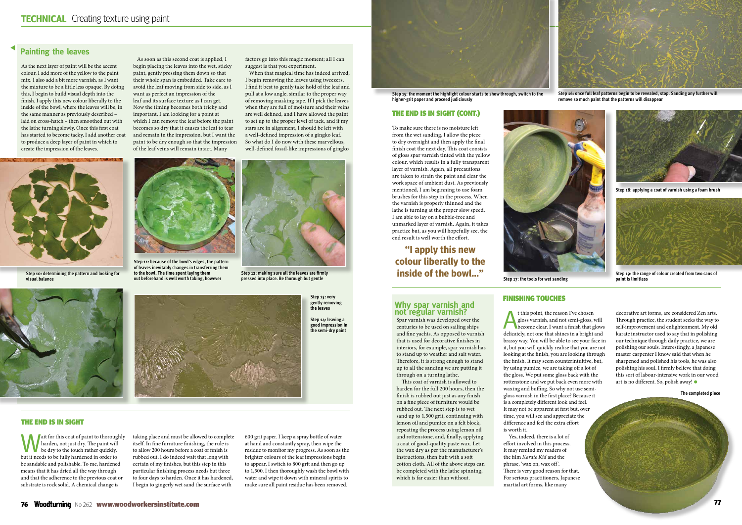## Painting the leaves

As the next layer of paint will be the accent colour, I add more of the yellow to the paint mix. I also add a bit more varnish, as I want the mixture to be a little less opaque. By doing this, I begin to build visual depth into the finish. I apply this new colour liberally to the inside of the bowl, where the leaves will be, in the same manner as previously described – laid on cross-hatch – then smoothed out with the lathe turning slowly. Once this first coat has started to become tacky, I add another coat to produce a deep layer of paint in which to create the impression of the leaves.

As soon as this second coat is applied, I begin placing the leaves into the wet, sticky paint, gently pressing them down so that their whole span is embedded. Take care to avoid the leaf moving from side to side, as I want as perfect an impression of the leaf and its surface texture as I can get. Now the timing becomes both tricky and important. I am looking for a point at which I can remove the leaf before the paint becomes so dry that it causes the leaf to tear and remain in the impression, but I want the paint to be dry enough so that the impression of the leaf veins will remain intact. Many factors go into this magic moment; all I can suggest is that you experiment.

When that magical time has indeed arrived, I begin removing the leaves using tweezers. I find it best to gently take hold of the leaf and pull at a low angle, similar to the proper way of removing masking tape. If I pick the leaves when they are full of moisture and their veins are well defined, and I have allowed the paint to set up to the proper level of tack, and if my stars are in alignment, I should be left with a well-defined impression of a gingko leaf. So what do I do now with these marvellous, well-defined fossil-like impressions of gingko

Step 10: determining the pattern and looking for visual balance

Step 11: because of the bowl's edges, the pattern of leaves inevitably changes in transferring them to the bowl. The time spent laying them out beforehand is well worth taking, however

Step 12: making sure all the leaves are firmly pressed into place. Be thorough but gentle

Step 13: very gently removing the leaves

Step 14: leaving a good impression in the semi-dry paint

## THE END IS IN SIGHT

Wait for this coat of paint to thoroughly harden, not just dry. The paint will be dry to the touch rather quickly, but it needs to be fully hardened in order to be sandable and polishable. To me, hardened means that it has dried all the way through and that the adherence to the previous coat or substrate is rock solid. A chemical change is taking place and must be allowed to complete itself. In fine furniture finishing, the rule is to allow 200 hours before a coat of finish is rubbed out. I do indeed wait that long with certain of my finishes, but this step in this particular finishing process needs but three to four days to harden. Once it has hardened, I begin to gingerly wet sand the surface with 600 grit paper. I keep a spray bottle of water at hand and constantly spray, then wipe the residue to monitor my progress. As soon as the brighter colours of the leaf impressions begin to appear, I switch to 800 grit and then go up to 1,500. I then thoroughly wash the bowl with water and wipe it down with mineral spirits to make sure all paint residue has been removed.

Step 15: the moment the highlight colour starts to show through, switch to the higher-grit paper and proceed judiciously

Step 16: once full leaf patterns begin to be revealed, stop. Sanding any further will remove so much paint that the patterns will disappear

## THE END IS IN SIGHT (CONT.)

To make sure there is no moisture left from the wet sanding, I allow the piece to dry overnight and then apply the final finish coat the next day. This coat consists of gloss spar varnish tinted with the yellow colour, which results in a fully transparent layer of varnish. Again, all precautions are taken to strain the paint and clear the work space of ambient dust. As previously mentioned, I am beginning to use foam brushes for this step in the process. When the varnish is properly thinned and the lathe is turning at the proper slow speed, I am able to lay on a bubble-free and unmarked layer of varnish. Again, it takes practice but, as you will hopefully see, the end result is well worth the effort.

**"I apply this new colour liberally to the inside of the bowl..."**

Step 17: the tools for wet sanding

Step 18: applying a coat of varnish using a foam brush

Step 19: the range of colour created from two cans of paint is limitless

## Why spar varnish and not regular varnish?

Spar varnish was developed over the centuries to be used on sailing ships and fine yachts. As opposed to varnish that is used for decorative finishes in interiors, for example, spar varnish has to stand up to weather and salt water. Therefore, it is strong enough to stand up to all the sanding we are putting it through on a turning lathe.

This coat of varnish is allowed to harden for the full 200 hours, then the finish is rubbed out just as any finish on a fine piece of furniture would be rubbed out. The next step is to wet sand up to 1,500 grit, continuing with lemon oil and pumice on a felt block, repeating the process using lemon oil and rottenstone, and, finally, applying a coat of good-quality paste wax. Let the wax dry as per the manufacturer's instructions, then buff with a soft cotton cloth. All of the above steps can be completed with the lathe spinning, which is far easier than without.

## FINISHING TOUCHES

At this point, the reason I've chosen gloss varnish, and not semi-gloss, will become clear. I want a finish that glows delicately, not one that shines in a bright and brassy way. You will be able to see your face in it, but you will quickly realise that you are not looking at the finish, you are looking through the finish. It may seem counterintuitive, but, by using pumice, we are taking off a lot of the gloss. We put some gloss back with the rottenstone and we put back even more with waxing and buffing. So why not use semi-gloss varnish in the first place? Because it is a completely different look and feel. It may not be apparent at first but, over time, you will see and appreciate the difference and feel the extra effort is worth it.

Yes, indeed, there is a lot of effort involved in this process. It may remind my readers of the film *Karate Kid* and the phrase, 'wax on, wax off'. There is very good reason for that. For serious practitioners, Japanese martial art forms, like many decorative art forms, are considered Zen arts. Through practice, the student seeks the way to self-improvement and enlightenment. My old karate instructor used to say that in polishing our technique through daily practice, we are polishing our souls. Interestingly, a Japanese master carpenter I know said that when he sharpened and polished his tools, he was also polishing his soul. I firmly believe that doing this sort of labour-intensive work in our wood art is no different. So, polish away!

The completed piece